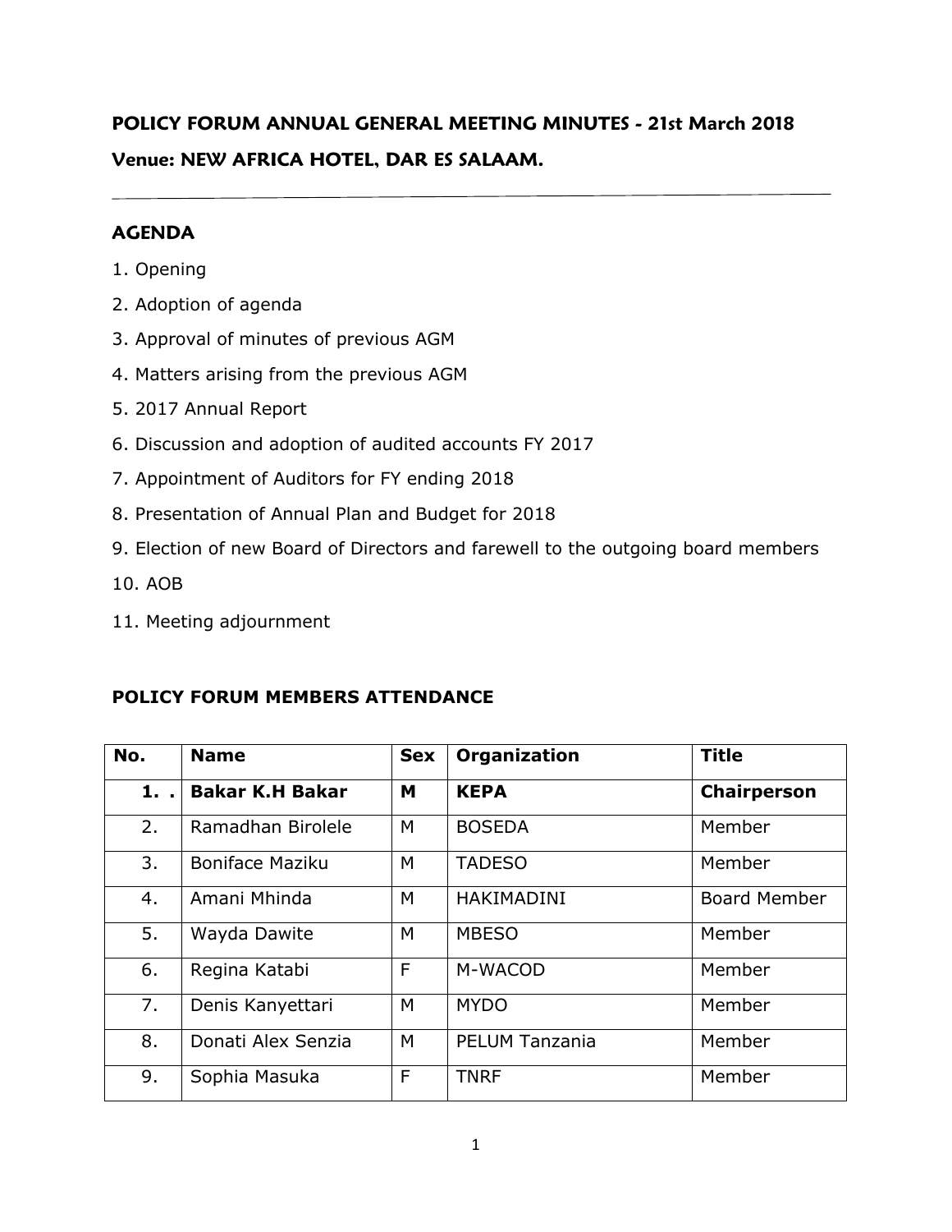**POLICY FORUM ANNUAL GENERAL MEETING MINUTES - 21st March 2018**

**Venue: NEW AFRICA HOTEL, DAR ES SALAAM.**

---

## AGENDA

1. Opening
2. Adoption of agenda
3. Approval of minutes of previous AGM
4. Matters arising from the previous AGM
5. 2017 Annual Report
6. Discussion and adoption of audited accounts FY 2017
7. Appointment of Auditors for FY ending 2018
8. Presentation of Annual Plan and Budget for 2018
9. Election of new Board of Directors and farewell to the outgoing board members
10. AOB
11. Meeting adjournment

## POLICY FORUM MEMBERS ATTENDANCE

| No. | Name | Sex | Organization | Title |
|---|---|---|---|---|
| **1. .** | **Bakar K.H Bakar** | **M** | **KEPA** | **Chairperson** |
| 2. | Ramadhan Birolele | M | BOSEDA | Member |
| 3. | Boniface Maziku | M | TADESO | Member |
| 4. | Amani Mhinda | M | HAKIMADINI | Board Member |
| 5. | Wayda Dawite | M | MBESO | Member |
| 6. | Regina Katabi | F | M-WACOD | Member |
| 7. | Denis Kanyettari | M | MYDO | Member |
| 8. | Donati Alex Senzia | M | PELUM Tanzania | Member |
| 9. | Sophia Masuka | F | TNRF | Member |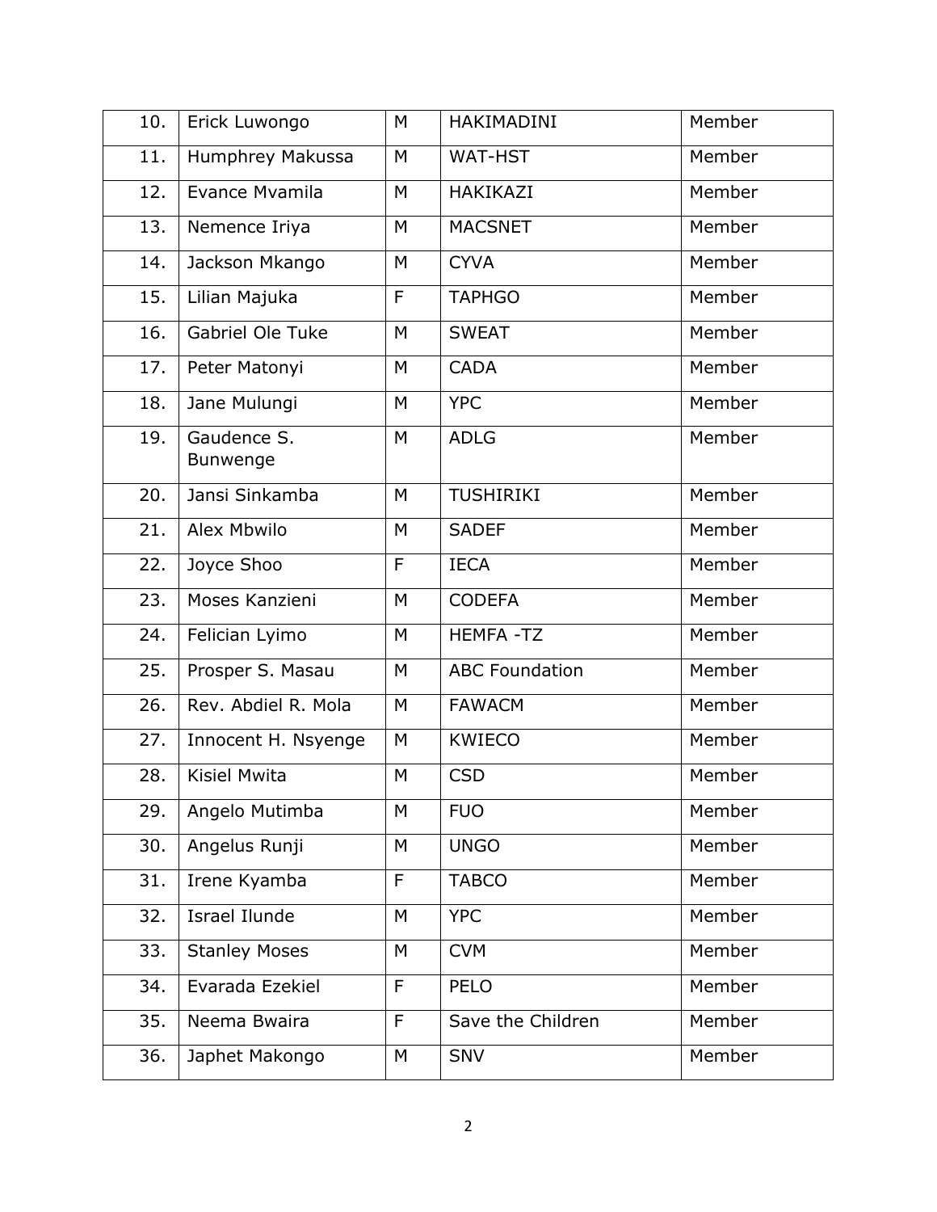| 10. | Erick Luwongo | M | HAKIMADINI | Member |
|---|---|---|---|---|
| 11. | Humphrey Makussa | M | WAT-HST | Member |
| 12. | Evance Mvamila | M | HAKIKAZI | Member |
| 13. | Nemence Iriya | M | MACSNET | Member |
| 14. | Jackson Mkango | M | CYVA | Member |
| 15. | Lilian Majuka | F | TAPHGO | Member |
| 16. | Gabriel Ole Tuke | M | SWEAT | Member |
| 17. | Peter Matonyi | M | CADA | Member |
| 18. | Jane Mulungi | M | YPC | Member |
| 19. | Gaudence S. Bunwenge | M | ADLG | Member |
| 20. | Jansi Sinkamba | M | TUSHIRIKI | Member |
| 21. | Alex Mbwilo | M | SADEF | Member |
| 22. | Joyce Shoo | F | IECA | Member |
| 23. | Moses Kanzieni | M | CODEFA | Member |
| 24. | Felician Lyimo | M | HEMFA -TZ | Member |
| 25. | Prosper S. Masau | M | ABC Foundation | Member |
| 26. | Rev. Abdiel R. Mola | M | FAWACM | Member |
| 27. | Innocent H. Nsyenge | M | KWIECO | Member |
| 28. | Kisiel Mwita | M | CSD | Member |
| 29. | Angelo Mutimba | M | FUO | Member |
| 30. | Angelus Runji | M | UNGO | Member |
| 31. | Irene Kyamba | F | TABCO | Member |
| 32. | Israel Ilunde | M | YPC | Member |
| 33. | Stanley Moses | M | CVM | Member |
| 34. | Evarada Ezekiel | F | PELO | Member |
| 35. | Neema Bwaira | F | Save the Children | Member |
| 36. | Japhet Makongo | M | SNV | Member |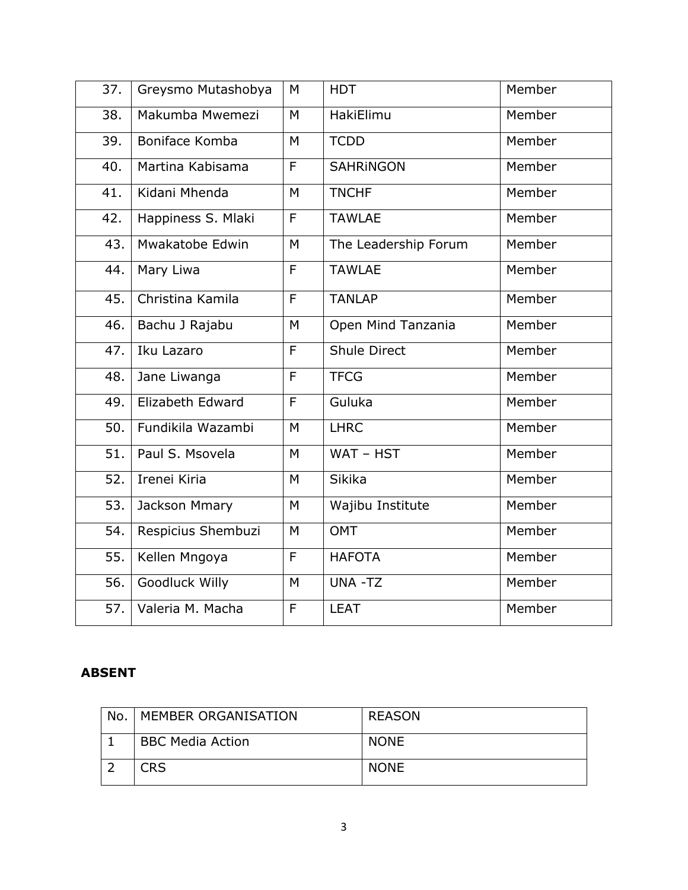| | | | | |
|---|---|---|---|---|
| 37. | Greysmo Mutashobya | M | HDT | Member |
| 38. | Makumba Mwemezi | M | HakiElimu | Member |
| 39. | Boniface Komba | M | TCDD | Member |
| 40. | Martina Kabisama | F | SAHRiNGON | Member |
| 41. | Kidani Mhenda | M | TNCHF | Member |
| 42. | Happiness S. Mlaki | F | TAWLAE | Member |
| 43. | Mwakatobe Edwin | M | The Leadership Forum | Member |
| 44. | Mary Liwa | F | TAWLAE | Member |
| 45. | Christina Kamila | F | TANLAP | Member |
| 46. | Bachu J Rajabu | M | Open Mind Tanzania | Member |
| 47. | Iku Lazaro | F | Shule Direct | Member |
| 48. | Jane Liwanga | F | TFCG | Member |
| 49. | Elizabeth Edward | F | Guluka | Member |
| 50. | Fundikila Wazambi | M | LHRC | Member |
| 51. | Paul S. Msovela | M | WAT – HST | Member |
| 52. | Irenei Kiria | M | Sikika | Member |
| 53. | Jackson Mmary | M | Wajibu Institute | Member |
| 54. | Respicius Shembuzi | M | OMT | Member |
| 55. | Kellen Mngoya | F | HAFOTA | Member |
| 56. | Goodluck Willy | M | UNA -TZ | Member |
| 57. | Valeria M. Macha | F | LEAT | Member |

**ABSENT**

| No. | MEMBER ORGANISATION | REASON |
|---|---|---|
| 1 | BBC Media Action | NONE |
| 2 | CRS | NONE |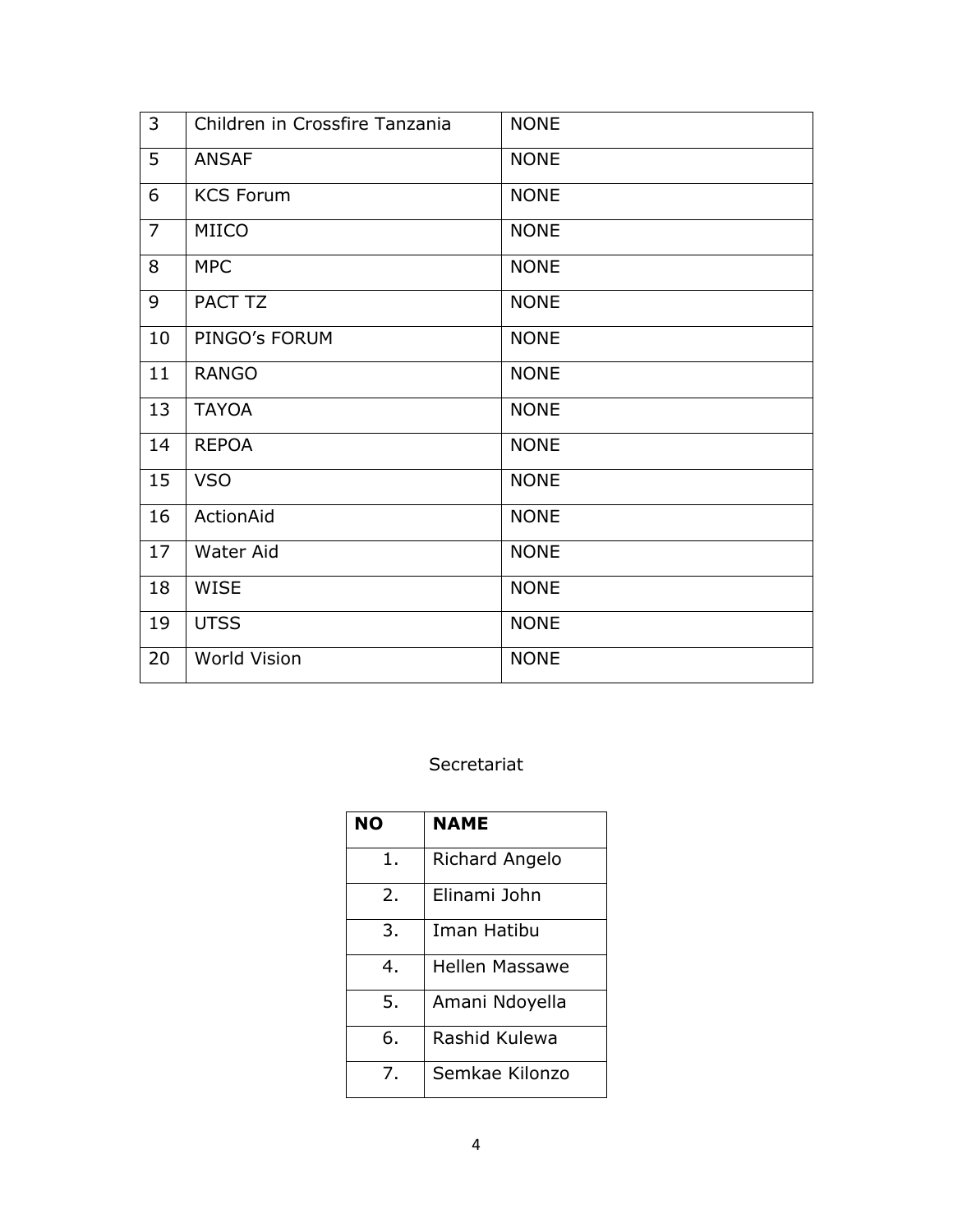| | | |
|---|---|---|
| 3 | Children in Crossfire Tanzania | NONE |
| 5 | ANSAF | NONE |
| 6 | KCS Forum | NONE |
| 7 | MIICO | NONE |
| 8 | MPC | NONE |
| 9 | PACT TZ | NONE |
| 10 | PINGO's FORUM | NONE |
| 11 | RANGO | NONE |
| 13 | TAYOA | NONE |
| 14 | REPOA | NONE |
| 15 | VSO | NONE |
| 16 | ActionAid | NONE |
| 17 | Water Aid | NONE |
| 18 | WISE | NONE |
| 19 | UTSS | NONE |
| 20 | World Vision | NONE |

Secretariat

| NO | NAME |
|---|---|
| 1. | Richard Angelo |
| 2. | Elinami John |
| 3. | Iman Hatibu |
| 4. | Hellen Massawe |
| 5. | Amani Ndoyella |
| 6. | Rashid Kulewa |
| 7. | Semkae Kilonzo |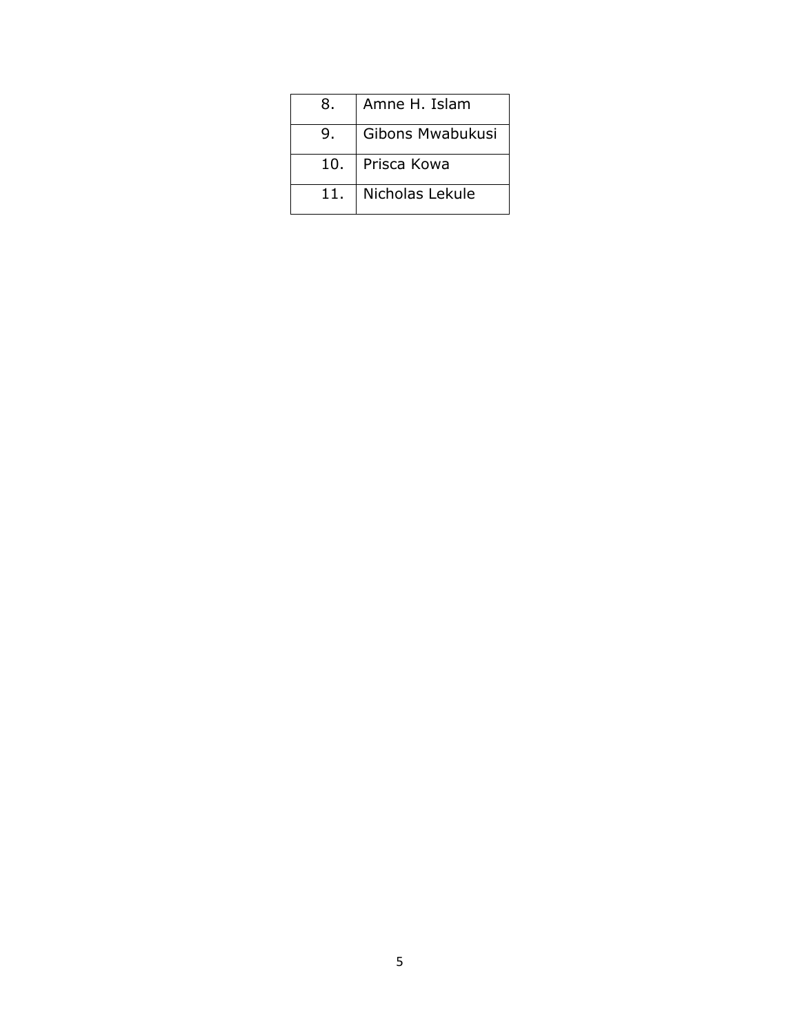| | |
|---|---|
| 8. | Amne H. Islam |
| 9. | Gibons Mwabukusi |
| 10. | Prisca Kowa |
| 11. | Nicholas Lekule |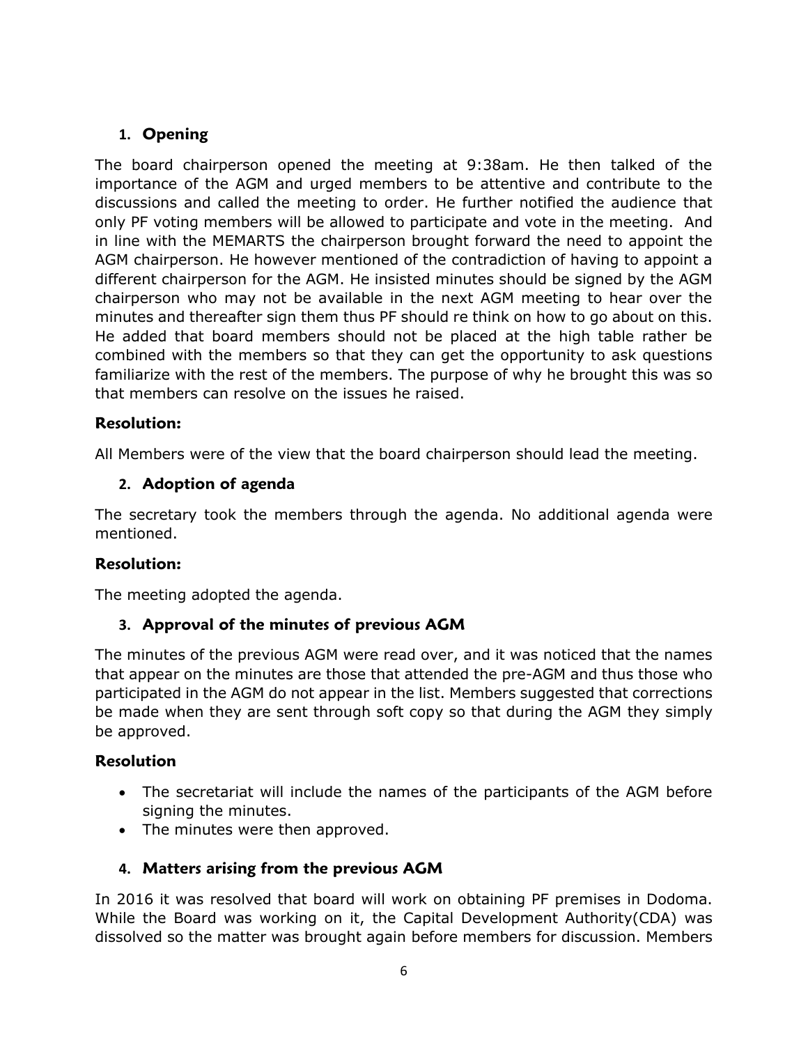## 1. Opening

The board chairperson opened the meeting at 9:38am. He then talked of the importance of the AGM and urged members to be attentive and contribute to the discussions and called the meeting to order. He further notified the audience that only PF voting members will be allowed to participate and vote in the meeting. And in line with the MEMARTS the chairperson brought forward the need to appoint the AGM chairperson. He however mentioned of the contradiction of having to appoint a different chairperson for the AGM. He insisted minutes should be signed by the AGM chairperson who may not be available in the next AGM meeting to hear over the minutes and thereafter sign them thus PF should re think on how to go about on this. He added that board members should not be placed at the high table rather be combined with the members so that they can get the opportunity to ask questions familiarize with the rest of the members. The purpose of why he brought this was so that members can resolve on the issues he raised.

### Resolution:

All Members were of the view that the board chairperson should lead the meeting.

## 2. Adoption of agenda

The secretary took the members through the agenda. No additional agenda were mentioned.

### Resolution:

The meeting adopted the agenda.

## 3. Approval of the minutes of previous AGM

The minutes of the previous AGM were read over, and it was noticed that the names that appear on the minutes are those that attended the pre-AGM and thus those who participated in the AGM do not appear in the list. Members suggested that corrections be made when they are sent through soft copy so that during the AGM they simply be approved.

### Resolution

- The secretariat will include the names of the participants of the AGM before signing the minutes.
- The minutes were then approved.

## 4. Matters arising from the previous AGM

In 2016 it was resolved that board will work on obtaining PF premises in Dodoma. While the Board was working on it, the Capital Development Authority(CDA) was dissolved so the matter was brought again before members for discussion. Members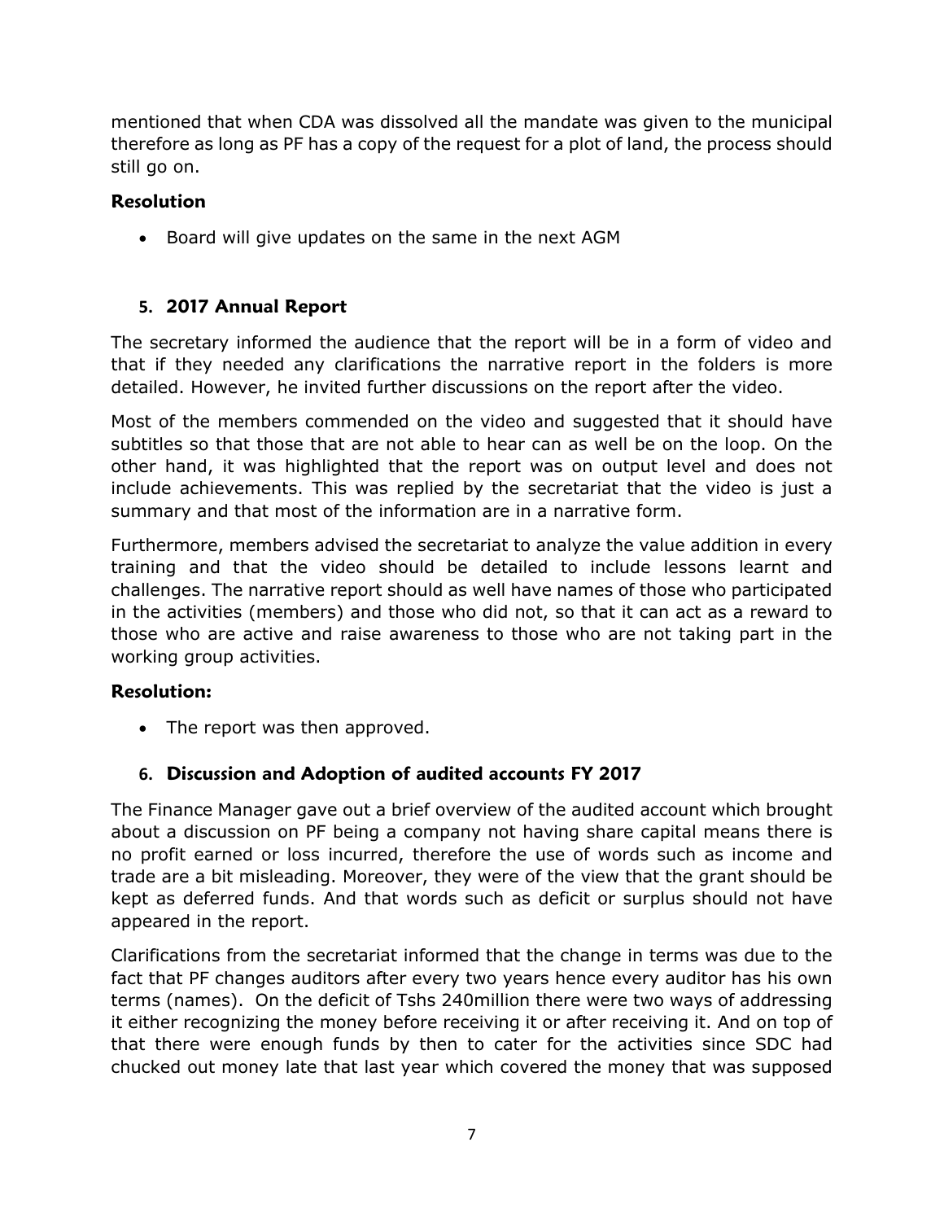mentioned that when CDA was dissolved all the mandate was given to the municipal therefore as long as PF has a copy of the request for a plot of land, the process should still go on.

**Resolution**

- Board will give updates on the same in the next AGM

## 5. 2017 Annual Report

The secretary informed the audience that the report will be in a form of video and that if they needed any clarifications the narrative report in the folders is more detailed. However, he invited further discussions on the report after the video.

Most of the members commended on the video and suggested that it should have subtitles so that those that are not able to hear can as well be on the loop. On the other hand, it was highlighted that the report was on output level and does not include achievements. This was replied by the secretariat that the video is just a summary and that most of the information are in a narrative form.

Furthermore, members advised the secretariat to analyze the value addition in every training and that the video should be detailed to include lessons learnt and challenges. The narrative report should as well have names of those who participated in the activities (members) and those who did not, so that it can act as a reward to those who are active and raise awareness to those who are not taking part in the working group activities.

**Resolution:**

- The report was then approved.

## 6. Discussion and Adoption of audited accounts FY 2017

The Finance Manager gave out a brief overview of the audited account which brought about a discussion on PF being a company not having share capital means there is no profit earned or loss incurred, therefore the use of words such as income and trade are a bit misleading. Moreover, they were of the view that the grant should be kept as deferred funds. And that words such as deficit or surplus should not have appeared in the report.

Clarifications from the secretariat informed that the change in terms was due to the fact that PF changes auditors after every two years hence every auditor has his own terms (names). On the deficit of Tshs 240million there were two ways of addressing it either recognizing the money before receiving it or after receiving it. And on top of that there were enough funds by then to cater for the activities since SDC had chucked out money late that last year which covered the money that was supposed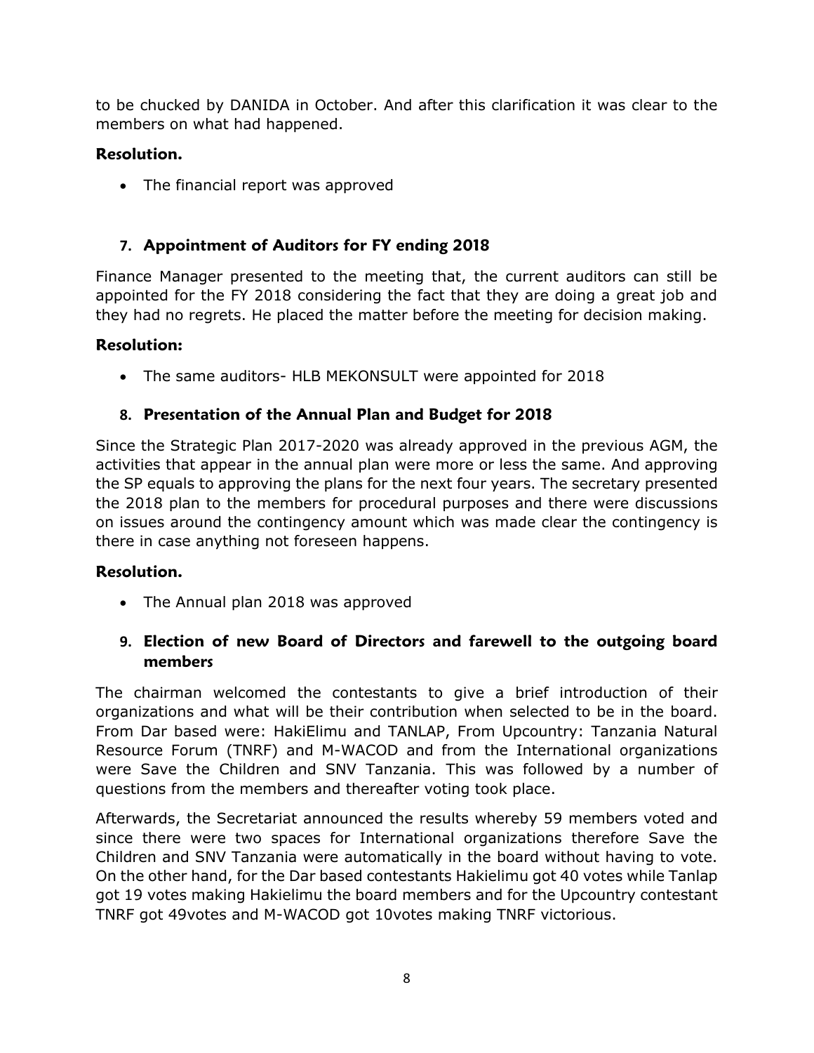to be chucked by DANIDA in October. And after this clarification it was clear to the members on what had happened.

**Resolution.**

- The financial report was approved

## 7. Appointment of Auditors for FY ending 2018

Finance Manager presented to the meeting that, the current auditors can still be appointed for the FY 2018 considering the fact that they are doing a great job and they had no regrets. He placed the matter before the meeting for decision making.

**Resolution:**

- The same auditors- HLB MEKONSULT were appointed for 2018

## 8. Presentation of the Annual Plan and Budget for 2018

Since the Strategic Plan 2017-2020 was already approved in the previous AGM, the activities that appear in the annual plan were more or less the same. And approving the SP equals to approving the plans for the next four years. The secretary presented the 2018 plan to the members for procedural purposes and there were discussions on issues around the contingency amount which was made clear the contingency is there in case anything not foreseen happens.

**Resolution.**

- The Annual plan 2018 was approved

## 9. Election of new Board of Directors and farewell to the outgoing board members

The chairman welcomed the contestants to give a brief introduction of their organizations and what will be their contribution when selected to be in the board. From Dar based were: HakiElimu and TANLAP, From Upcountry: Tanzania Natural Resource Forum (TNRF) and M-WACOD and from the International organizations were Save the Children and SNV Tanzania. This was followed by a number of questions from the members and thereafter voting took place.

Afterwards, the Secretariat announced the results whereby 59 members voted and since there were two spaces for International organizations therefore Save the Children and SNV Tanzania were automatically in the board without having to vote. On the other hand, for the Dar based contestants Hakielimu got 40 votes while Tanlap got 19 votes making Hakielimu the board members and for the Upcountry contestant TNRF got 49votes and M-WACOD got 10votes making TNRF victorious.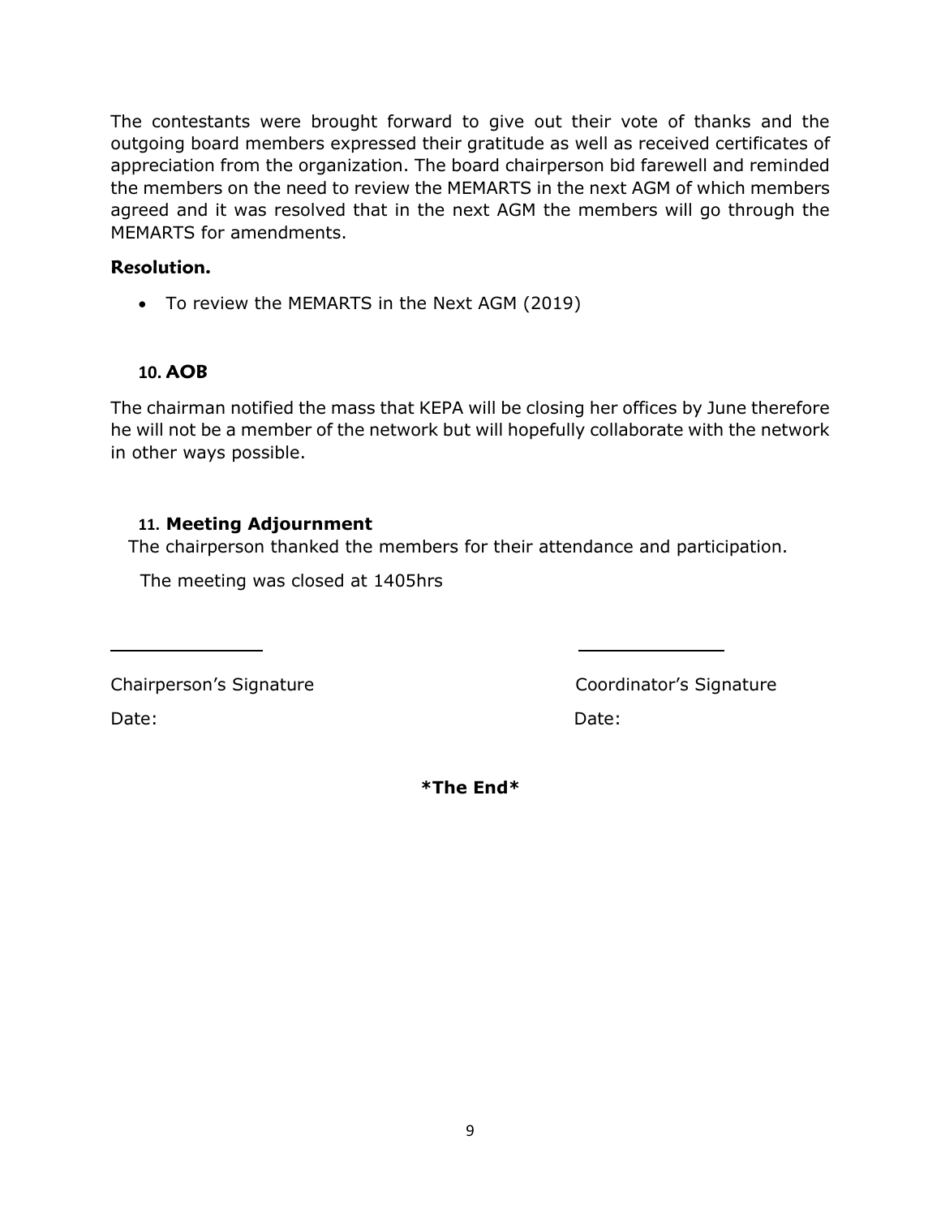The contestants were brought forward to give out their vote of thanks and the outgoing board members expressed their gratitude as well as received certificates of appreciation from the organization. The board chairperson bid farewell and reminded the members on the need to review the MEMARTS in the next AGM of which members agreed and it was resolved that in the next AGM the members will go through the MEMARTS for amendments.

**Resolution.**

- To review the MEMARTS in the Next AGM (2019)

## 10. AOB

The chairman notified the mass that KEPA will be closing her offices by June therefore he will not be a member of the network but will hopefully collaborate with the network in other ways possible.

## 11. Meeting Adjournment

The chairperson thanked the members for their attendance and participation.

The meeting was closed at 1405hrs

\_\_\_\_\_\_\_\_\_\_\_\_\_\_\_\_ \_\_\_\_\_\_\_\_\_\_\_\_\_\_\_\_

Chairperson's Signature Coordinator's Signature

Date: Date:

**\*The End\***